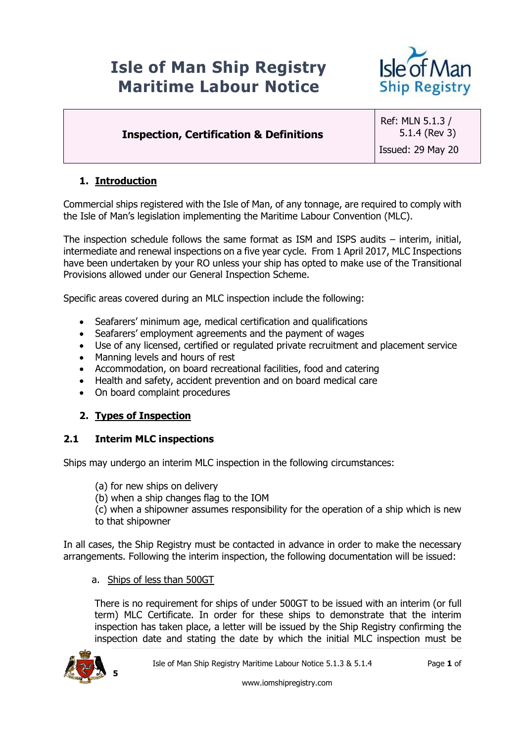# Isle of Man Ship Registry
# Maritime Labour Notice

| Inspection, Certification & Definitions | Ref: MLN 5.1.3 / 5.1.4 (Rev 3) |
| --- | --- |
| | Issued: 29 May 20 |

## 1. Introduction

Commercial ships registered with the Isle of Man, of any tonnage, are required to comply with the Isle of Man's legislation implementing the Maritime Labour Convention (MLC).

The inspection schedule follows the same format as ISM and ISPS audits – interim, initial, intermediate and renewal inspections on a five year cycle. From 1 April 2017, MLC Inspections have been undertaken by your RO unless your ship has opted to make use of the Transitional Provisions allowed under our General Inspection Scheme.

Specific areas covered during an MLC inspection include the following:

- Seafarers' minimum age, medical certification and qualifications
- Seafarers' employment agreements and the payment of wages
- Use of any licensed, certified or regulated private recruitment and placement service
- Manning levels and hours of rest
- Accommodation, on board recreational facilities, food and catering
- Health and safety, accident prevention and on board medical care
- On board complaint procedures

## 2. Types of Inspection

### 2.1 Interim MLC inspections

Ships may undergo an interim MLC inspection in the following circumstances:

(a) for new ships on delivery
(b) when a ship changes flag to the IOM
(c) when a shipowner assumes responsibility for the operation of a ship which is new to that shipowner

In all cases, the Ship Registry must be contacted in advance in order to make the necessary arrangements. Following the interim inspection, the following documentation will be issued:

a. Ships of less than 500GT

There is no requirement for ships of under 500GT to be issued with an interim (or full term) MLC Certificate. In order for these ships to demonstrate that the interim inspection has taken place, a letter will be issued by the Ship Registry confirming the inspection date and stating the date by which the initial MLC inspection must be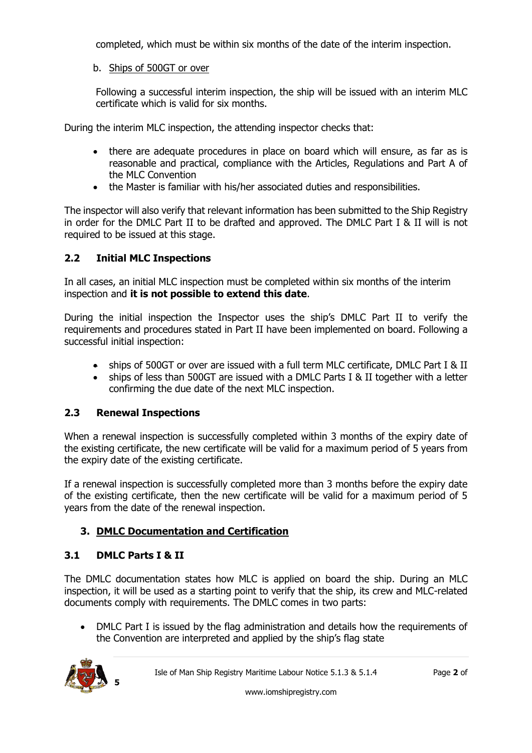completed, which must be within six months of the date of the interim inspection.

b. Ships of 500GT or over

Following a successful interim inspection, the ship will be issued with an interim MLC certificate which is valid for six months.

During the interim MLC inspection, the attending inspector checks that:

- there are adequate procedures in place on board which will ensure, as far as is reasonable and practical, compliance with the Articles, Regulations and Part A of the MLC Convention
- the Master is familiar with his/her associated duties and responsibilities.

The inspector will also verify that relevant information has been submitted to the Ship Registry in order for the DMLC Part II to be drafted and approved. The DMLC Part I & II will is not required to be issued at this stage.

### 2.2 Initial MLC Inspections

In all cases, an initial MLC inspection must be completed within six months of the interim inspection and **it is not possible to extend this date**.

During the initial inspection the Inspector uses the ship's DMLC Part II to verify the requirements and procedures stated in Part II have been implemented on board. Following a successful initial inspection:

- ships of 500GT or over are issued with a full term MLC certificate, DMLC Part I & II
- ships of less than 500GT are issued with a DMLC Parts I & II together with a letter confirming the due date of the next MLC inspection.

### 2.3 Renewal Inspections

When a renewal inspection is successfully completed within 3 months of the expiry date of the existing certificate, the new certificate will be valid for a maximum period of 5 years from the expiry date of the existing certificate.

If a renewal inspection is successfully completed more than 3 months before the expiry date of the existing certificate, then the new certificate will be valid for a maximum period of 5 years from the date of the renewal inspection.

## 3. DMLC Documentation and Certification

### 3.1 DMLC Parts I & II

The DMLC documentation states how MLC is applied on board the ship. During an MLC inspection, it will be used as a starting point to verify that the ship, its crew and MLC-related documents comply with requirements. The DMLC comes in two parts:

- DMLC Part I is issued by the flag administration and details how the requirements of the Convention are interpreted and applied by the ship's flag state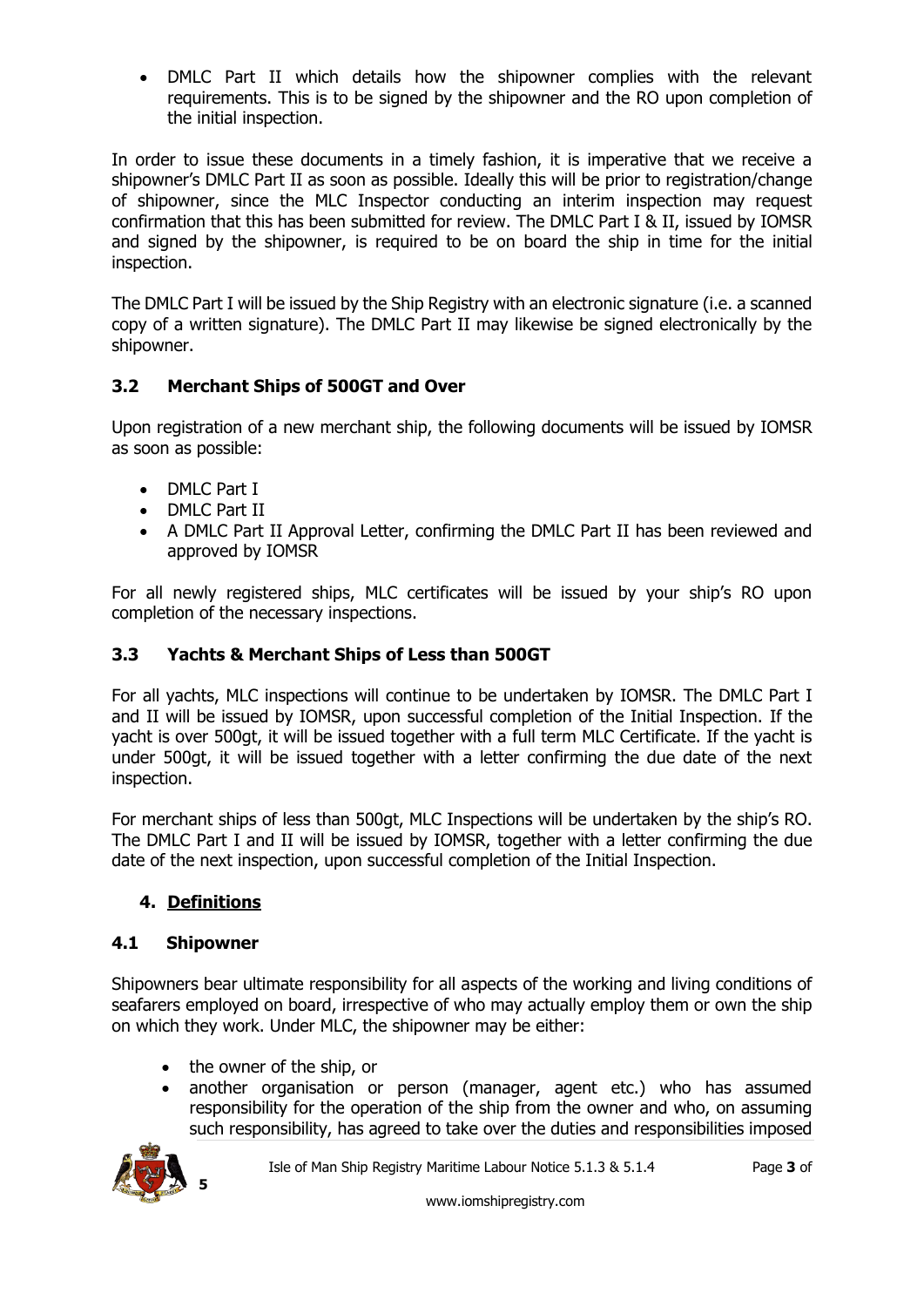- DMLC Part II which details how the shipowner complies with the relevant requirements. This is to be signed by the shipowner and the RO upon completion of the initial inspection.

In order to issue these documents in a timely fashion, it is imperative that we receive a shipowner's DMLC Part II as soon as possible. Ideally this will be prior to registration/change of shipowner, since the MLC Inspector conducting an interim inspection may request confirmation that this has been submitted for review. The DMLC Part I & II, issued by IOMSR and signed by the shipowner, is required to be on board the ship in time for the initial inspection.

The DMLC Part I will be issued by the Ship Registry with an electronic signature (i.e. a scanned copy of a written signature). The DMLC Part II may likewise be signed electronically by the shipowner.

### 3.2 Merchant Ships of 500GT and Over

Upon registration of a new merchant ship, the following documents will be issued by IOMSR as soon as possible:

- DMLC Part I
- DMLC Part II
- A DMLC Part II Approval Letter, confirming the DMLC Part II has been reviewed and approved by IOMSR

For all newly registered ships, MLC certificates will be issued by your ship's RO upon completion of the necessary inspections.

### 3.3 Yachts & Merchant Ships of Less than 500GT

For all yachts, MLC inspections will continue to be undertaken by IOMSR. The DMLC Part I and II will be issued by IOMSR, upon successful completion of the Initial Inspection. If the yacht is over 500gt, it will be issued together with a full term MLC Certificate. If the yacht is under 500gt, it will be issued together with a letter confirming the due date of the next inspection.

For merchant ships of less than 500gt, MLC Inspections will be undertaken by the ship's RO. The DMLC Part I and II will be issued by IOMSR, together with a letter confirming the due date of the next inspection, upon successful completion of the Initial Inspection.

## 4. Definitions

### 4.1 Shipowner

Shipowners bear ultimate responsibility for all aspects of the working and living conditions of seafarers employed on board, irrespective of who may actually employ them or own the ship on which they work. Under MLC, the shipowner may be either:

- the owner of the ship, or
- another organisation or person (manager, agent etc.) who has assumed responsibility for the operation of the ship from the owner and who, on assuming such responsibility, has agreed to take over the duties and responsibilities imposed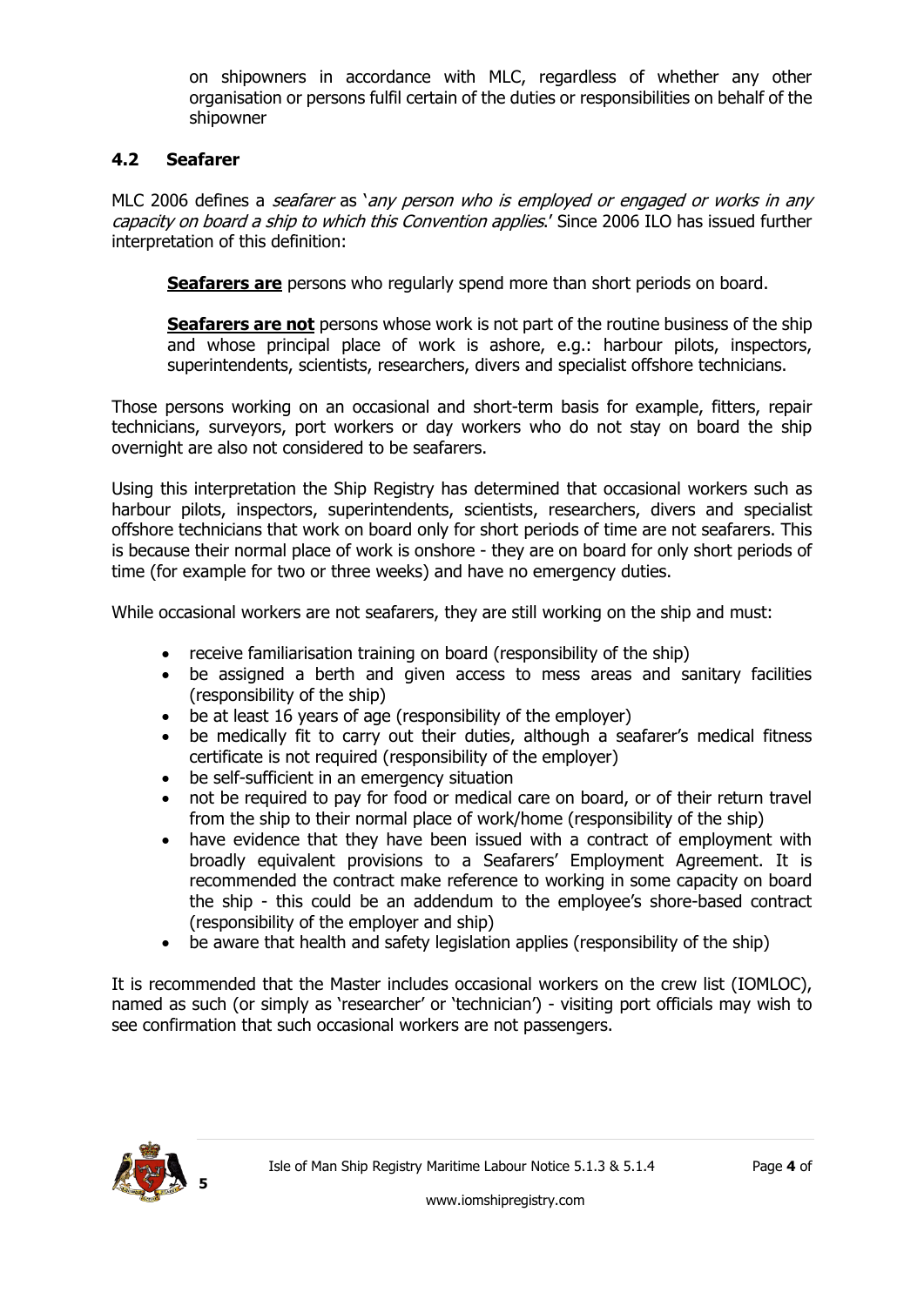on shipowners in accordance with MLC, regardless of whether any other organisation or persons fulfil certain of the duties or responsibilities on behalf of the shipowner

## 4.2 Seafarer

MLC 2006 defines a *seafarer* as '*any person who is employed or engaged or works in any capacity on board a ship to which this Convention applies*.' Since 2006 ILO has issued further interpretation of this definition:

> **Seafarers are** persons who regularly spend more than short periods on board.
>
> **Seafarers are not** persons whose work is not part of the routine business of the ship and whose principal place of work is ashore, e.g.: harbour pilots, inspectors, superintendents, scientists, researchers, divers and specialist offshore technicians.

Those persons working on an occasional and short-term basis for example, fitters, repair technicians, surveyors, port workers or day workers who do not stay on board the ship overnight are also not considered to be seafarers.

Using this interpretation the Ship Registry has determined that occasional workers such as harbour pilots, inspectors, superintendents, scientists, researchers, divers and specialist offshore technicians that work on board only for short periods of time are not seafarers. This is because their normal place of work is onshore - they are on board for only short periods of time (for example for two or three weeks) and have no emergency duties.

While occasional workers are not seafarers, they are still working on the ship and must:

- receive familiarisation training on board (responsibility of the ship)
- be assigned a berth and given access to mess areas and sanitary facilities (responsibility of the ship)
- be at least 16 years of age (responsibility of the employer)
- be medically fit to carry out their duties, although a seafarer's medical fitness certificate is not required (responsibility of the employer)
- be self-sufficient in an emergency situation
- not be required to pay for food or medical care on board, or of their return travel from the ship to their normal place of work/home (responsibility of the ship)
- have evidence that they have been issued with a contract of employment with broadly equivalent provisions to a Seafarers' Employment Agreement. It is recommended the contract make reference to working in some capacity on board the ship - this could be an addendum to the employee's shore-based contract (responsibility of the employer and ship)
- be aware that health and safety legislation applies (responsibility of the ship)

It is recommended that the Master includes occasional workers on the crew list (IOMLOC), named as such (or simply as 'researcher' or 'technician') - visiting port officials may wish to see confirmation that such occasional workers are not passengers.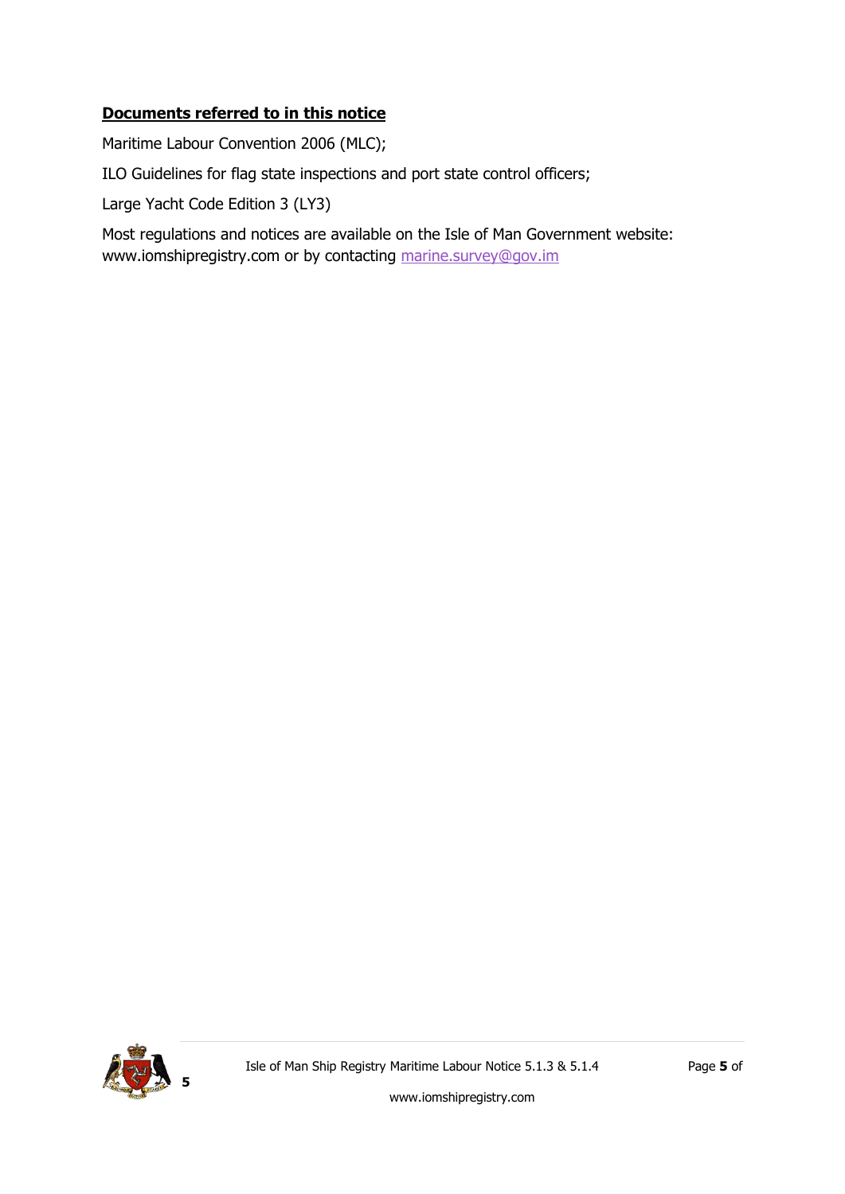**Documents referred to in this notice**

Maritime Labour Convention 2006 (MLC);

ILO Guidelines for flag state inspections and port state control officers;

Large Yacht Code Edition 3 (LY3)

Most regulations and notices are available on the Isle of Man Government website: www.iomshipregistry.com or by contacting marine.survey@gov.im